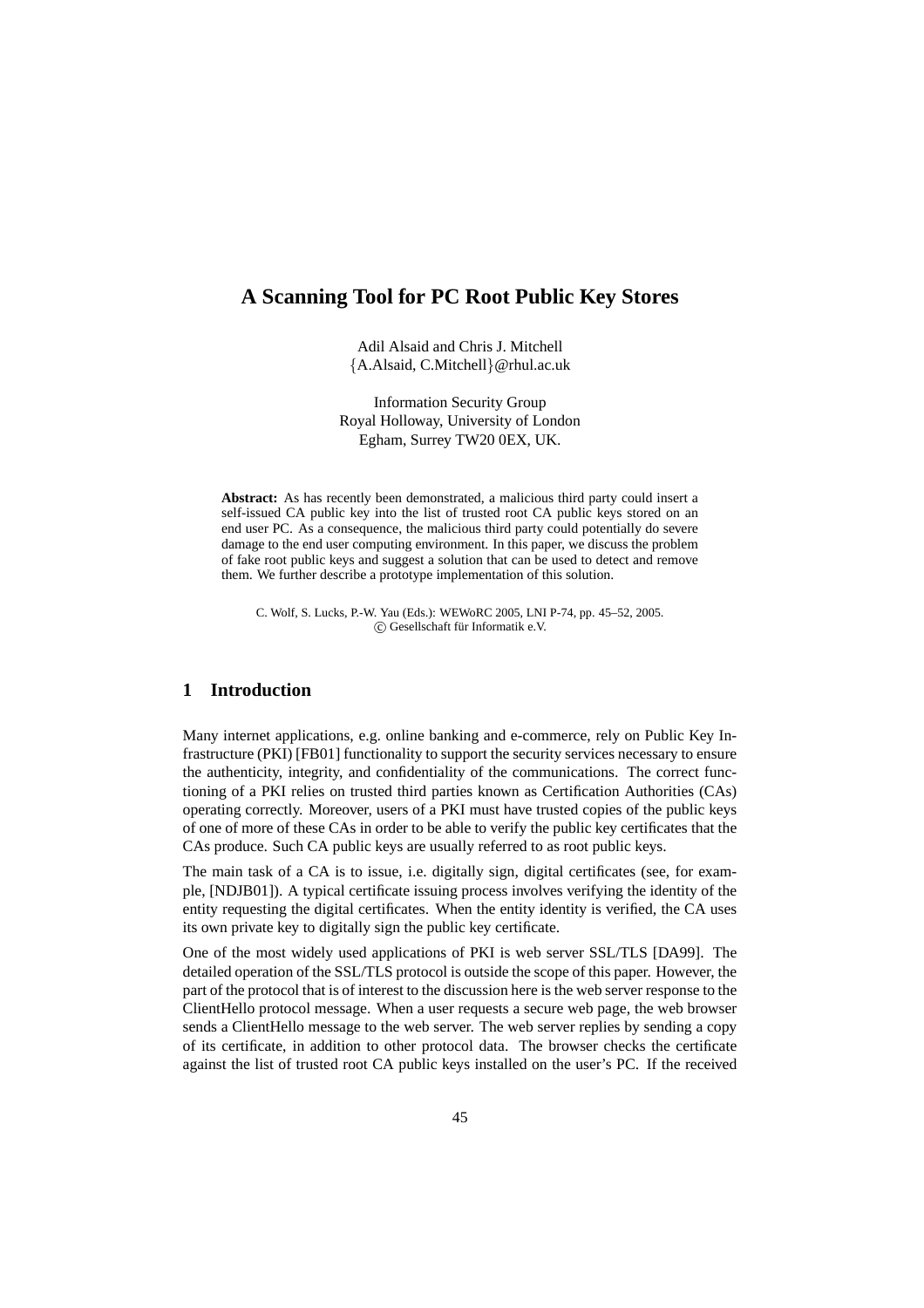# A Scanning Tool for PC Root Public Key Stores

Adil Alsaid and Chris J. Mitchell
{A.Alsaid, C.Mitchell}@rhul.ac.uk

Information Security Group
Royal Holloway, University of London
Egham, Surrey TW20 0EX, UK.

**Abstract:** As has recently been demonstrated, a malicious third party could insert a self-issued CA public key into the list of trusted root CA public keys stored on an end user PC. As a consequence, the malicious third party could potentially do severe damage to the end user computing environment. In this paper, we discuss the problem of fake root public keys and suggest a solution that can be used to detect and remove them. We further describe a prototype implementation of this solution.

C. Wolf, S. Lucks, P.-W. Yau (Eds.): WEWoRC 2005, LNI P-74, pp. 45–52, 2005.
© Gesellschaft für Informatik e.V.

## 1 Introduction

Many internet applications, e.g. online banking and e-commerce, rely on Public Key Infrastructure (PKI) [FB01] functionality to support the security services necessary to ensure the authenticity, integrity, and confidentiality of the communications. The correct functioning of a PKI relies on trusted third parties known as Certification Authorities (CAs) operating correctly. Moreover, users of a PKI must have trusted copies of the public keys of one of more of these CAs in order to be able to verify the public key certificates that the CAs produce. Such CA public keys are usually referred to as root public keys.

The main task of a CA is to issue, i.e. digitally sign, digital certificates (see, for example, [NDJB01]). A typical certificate issuing process involves verifying the identity of the entity requesting the digital certificates. When the entity identity is verified, the CA uses its own private key to digitally sign the public key certificate.

One of the most widely used applications of PKI is web server SSL/TLS [DA99]. The detailed operation of the SSL/TLS protocol is outside the scope of this paper. However, the part of the protocol that is of interest to the discussion here is the web server response to the ClientHello protocol message. When a user requests a secure web page, the web browser sends a ClientHello message to the web server. The web server replies by sending a copy of its certificate, in addition to other protocol data. The browser checks the certificate against the list of trusted root CA public keys installed on the user's PC. If the received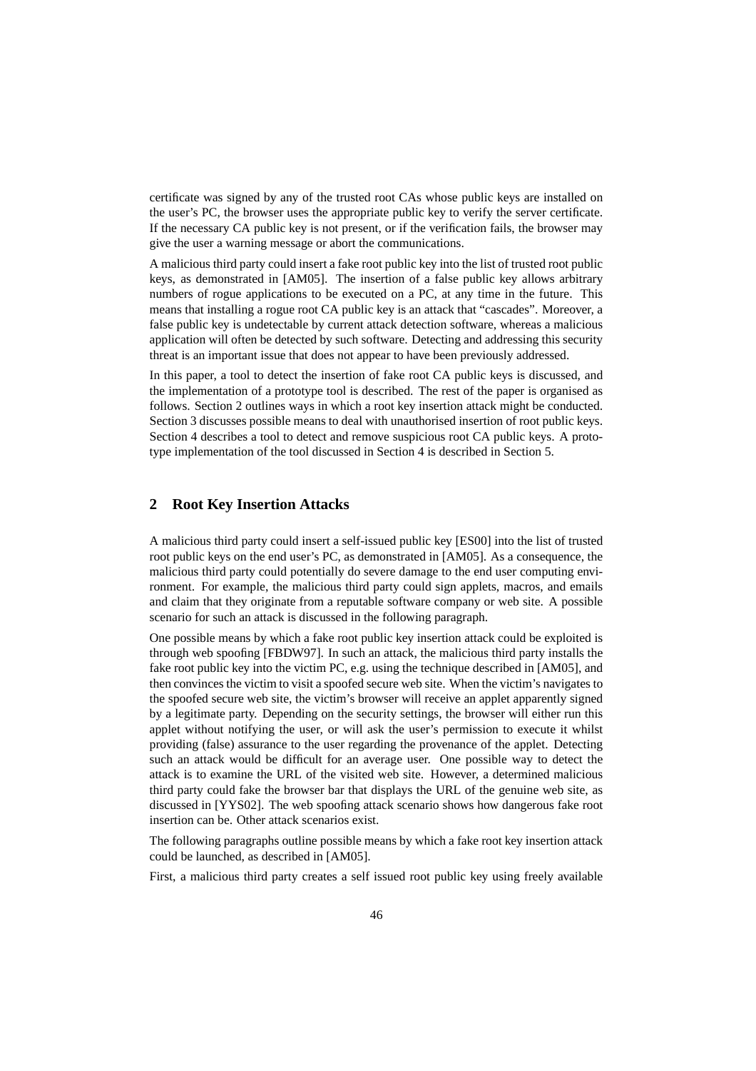certificate was signed by any of the trusted root CAs whose public keys are installed on the user's PC, the browser uses the appropriate public key to verify the server certificate. If the necessary CA public key is not present, or if the verification fails, the browser may give the user a warning message or abort the communications.

A malicious third party could insert a fake root public key into the list of trusted root public keys, as demonstrated in [AM05]. The insertion of a false public key allows arbitrary numbers of rogue applications to be executed on a PC, at any time in the future. This means that installing a rogue root CA public key is an attack that "cascades". Moreover, a false public key is undetectable by current attack detection software, whereas a malicious application will often be detected by such software. Detecting and addressing this security threat is an important issue that does not appear to have been previously addressed.

In this paper, a tool to detect the insertion of fake root CA public keys is discussed, and the implementation of a prototype tool is described. The rest of the paper is organised as follows. Section 2 outlines ways in which a root key insertion attack might be conducted. Section 3 discusses possible means to deal with unauthorised insertion of root public keys. Section 4 describes a tool to detect and remove suspicious root CA public keys. A prototype implementation of the tool discussed in Section 4 is described in Section 5.

## 2 Root Key Insertion Attacks

A malicious third party could insert a self-issued public key [ES00] into the list of trusted root public keys on the end user's PC, as demonstrated in [AM05]. As a consequence, the malicious third party could potentially do severe damage to the end user computing environment. For example, the malicious third party could sign applets, macros, and emails and claim that they originate from a reputable software company or web site. A possible scenario for such an attack is discussed in the following paragraph.

One possible means by which a fake root public key insertion attack could be exploited is through web spoofing [FBDW97]. In such an attack, the malicious third party installs the fake root public key into the victim PC, e.g. using the technique described in [AM05], and then convinces the victim to visit a spoofed secure web site. When the victim's navigates to the spoofed secure web site, the victim's browser will receive an applet apparently signed by a legitimate party. Depending on the security settings, the browser will either run this applet without notifying the user, or will ask the user's permission to execute it whilst providing (false) assurance to the user regarding the provenance of the applet. Detecting such an attack would be difficult for an average user. One possible way to detect the attack is to examine the URL of the visited web site. However, a determined malicious third party could fake the browser bar that displays the URL of the genuine web site, as discussed in [YYS02]. The web spoofing attack scenario shows how dangerous fake root insertion can be. Other attack scenarios exist.

The following paragraphs outline possible means by which a fake root key insertion attack could be launched, as described in [AM05].

First, a malicious third party creates a self issued root public key using freely available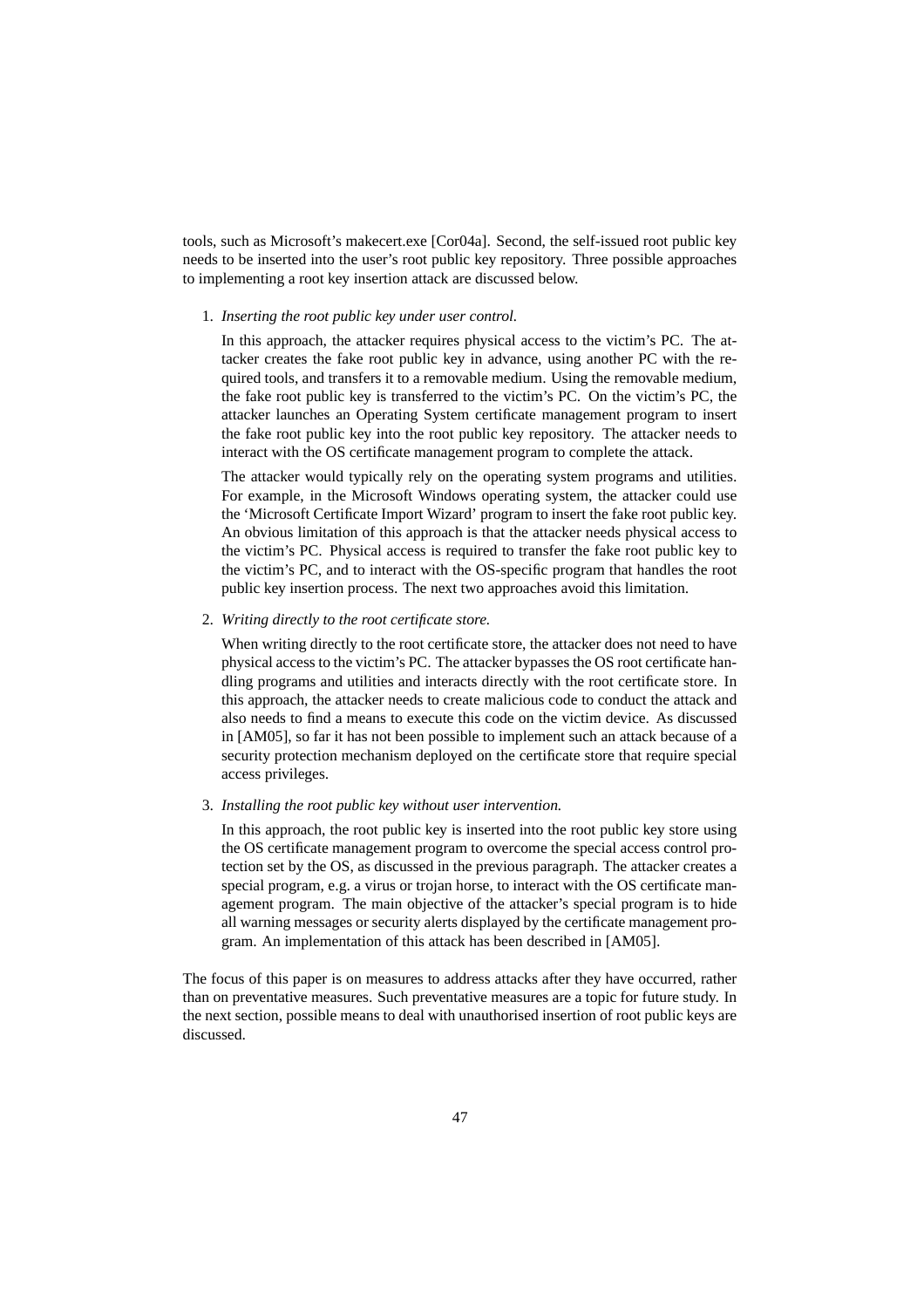tools, such as Microsoft's makecert.exe [Cor04a]. Second, the self-issued root public key needs to be inserted into the user's root public key repository. Three possible approaches to implementing a root key insertion attack are discussed below.

1. *Inserting the root public key under user control.*

   In this approach, the attacker requires physical access to the victim's PC. The attacker creates the fake root public key in advance, using another PC with the required tools, and transfers it to a removable medium. Using the removable medium, the fake root public key is transferred to the victim's PC. On the victim's PC, the attacker launches an Operating System certificate management program to insert the fake root public key into the root public key repository. The attacker needs to interact with the OS certificate management program to complete the attack.

   The attacker would typically rely on the operating system programs and utilities. For example, in the Microsoft Windows operating system, the attacker could use the 'Microsoft Certificate Import Wizard' program to insert the fake root public key. An obvious limitation of this approach is that the attacker needs physical access to the victim's PC. Physical access is required to transfer the fake root public key to the victim's PC, and to interact with the OS-specific program that handles the root public key insertion process. The next two approaches avoid this limitation.

2. *Writing directly to the root certificate store.*

   When writing directly to the root certificate store, the attacker does not need to have physical access to the victim's PC. The attacker bypasses the OS root certificate handling programs and utilities and interacts directly with the root certificate store. In this approach, the attacker needs to create malicious code to conduct the attack and also needs to find a means to execute this code on the victim device. As discussed in [AM05], so far it has not been possible to implement such an attack because of a security protection mechanism deployed on the certificate store that require special access privileges.

3. *Installing the root public key without user intervention.*

   In this approach, the root public key is inserted into the root public key store using the OS certificate management program to overcome the special access control protection set by the OS, as discussed in the previous paragraph. The attacker creates a special program, e.g. a virus or trojan horse, to interact with the OS certificate management program. The main objective of the attacker's special program is to hide all warning messages or security alerts displayed by the certificate management program. An implementation of this attack has been described in [AM05].

The focus of this paper is on measures to address attacks after they have occurred, rather than on preventative measures. Such preventative measures are a topic for future study. In the next section, possible means to deal with unauthorised insertion of root public keys are discussed.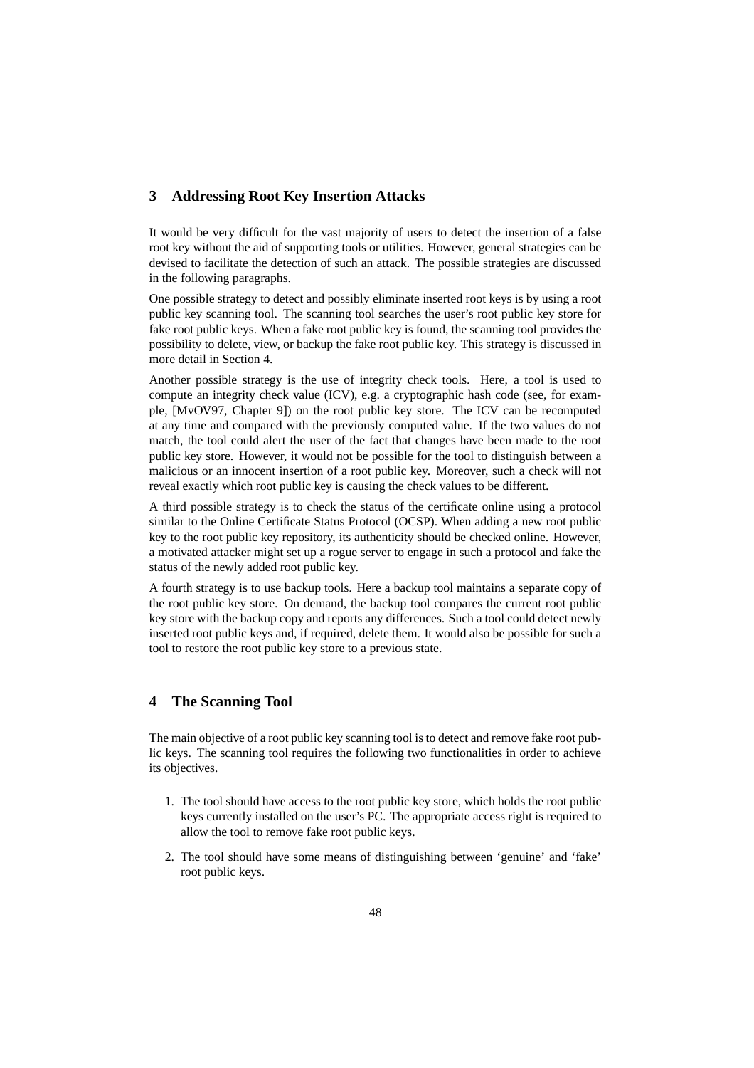## 3 Addressing Root Key Insertion Attacks

It would be very difficult for the vast majority of users to detect the insertion of a false root key without the aid of supporting tools or utilities. However, general strategies can be devised to facilitate the detection of such an attack. The possible strategies are discussed in the following paragraphs.

One possible strategy to detect and possibly eliminate inserted root keys is by using a root public key scanning tool. The scanning tool searches the user's root public key store for fake root public keys. When a fake root public key is found, the scanning tool provides the possibility to delete, view, or backup the fake root public key. This strategy is discussed in more detail in Section 4.

Another possible strategy is the use of integrity check tools. Here, a tool is used to compute an integrity check value (ICV), e.g. a cryptographic hash code (see, for example, [MvOV97, Chapter 9]) on the root public key store. The ICV can be recomputed at any time and compared with the previously computed value. If the two values do not match, the tool could alert the user of the fact that changes have been made to the root public key store. However, it would not be possible for the tool to distinguish between a malicious or an innocent insertion of a root public key. Moreover, such a check will not reveal exactly which root public key is causing the check values to be different.

A third possible strategy is to check the status of the certificate online using a protocol similar to the Online Certificate Status Protocol (OCSP). When adding a new root public key to the root public key repository, its authenticity should be checked online. However, a motivated attacker might set up a rogue server to engage in such a protocol and fake the status of the newly added root public key.

A fourth strategy is to use backup tools. Here a backup tool maintains a separate copy of the root public key store. On demand, the backup tool compares the current root public key store with the backup copy and reports any differences. Such a tool could detect newly inserted root public keys and, if required, delete them. It would also be possible for such a tool to restore the root public key store to a previous state.

## 4 The Scanning Tool

The main objective of a root public key scanning tool is to detect and remove fake root public keys. The scanning tool requires the following two functionalities in order to achieve its objectives.

1. The tool should have access to the root public key store, which holds the root public keys currently installed on the user's PC. The appropriate access right is required to allow the tool to remove fake root public keys.
2. The tool should have some means of distinguishing between 'genuine' and 'fake' root public keys.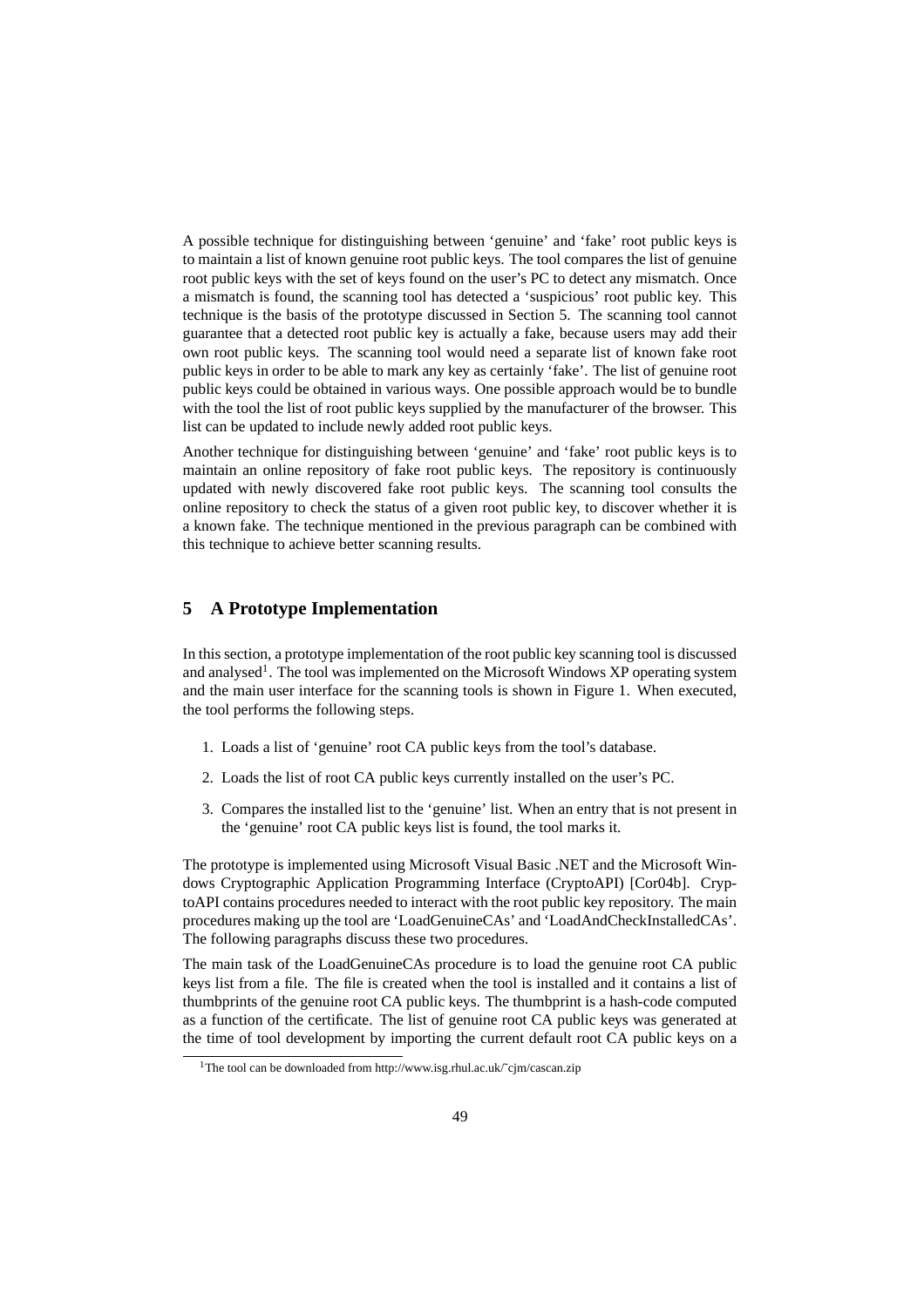A possible technique for distinguishing between 'genuine' and 'fake' root public keys is to maintain a list of known genuine root public keys. The tool compares the list of genuine root public keys with the set of keys found on the user's PC to detect any mismatch. Once a mismatch is found, the scanning tool has detected a 'suspicious' root public key. This technique is the basis of the prototype discussed in Section 5. The scanning tool cannot guarantee that a detected root public key is actually a fake, because users may add their own root public keys. The scanning tool would need a separate list of known fake root public keys in order to be able to mark any key as certainly 'fake'. The list of genuine root public keys could be obtained in various ways. One possible approach would be to bundle with the tool the list of root public keys supplied by the manufacturer of the browser. This list can be updated to include newly added root public keys.

Another technique for distinguishing between 'genuine' and 'fake' root public keys is to maintain an online repository of fake root public keys. The repository is continuously updated with newly discovered fake root public keys. The scanning tool consults the online repository to check the status of a given root public key, to discover whether it is a known fake. The technique mentioned in the previous paragraph can be combined with this technique to achieve better scanning results.

## 5 A Prototype Implementation

In this section, a prototype implementation of the root public key scanning tool is discussed and analysed[1]. The tool was implemented on the Microsoft Windows XP operating system and the main user interface for the scanning tools is shown in Figure 1. When executed, the tool performs the following steps.

1. Loads a list of 'genuine' root CA public keys from the tool's database.
2. Loads the list of root CA public keys currently installed on the user's PC.
3. Compares the installed list to the 'genuine' list. When an entry that is not present in the 'genuine' root CA public keys list is found, the tool marks it.

The prototype is implemented using Microsoft Visual Basic .NET and the Microsoft Windows Cryptographic Application Programming Interface (CryptoAPI) [Cor04b]. CryptoAPI contains procedures needed to interact with the root public key repository. The main procedures making up the tool are 'LoadGenuineCAs' and 'LoadAndCheckInstalledCAs'. The following paragraphs discuss these two procedures.

The main task of the LoadGenuineCAs procedure is to load the genuine root CA public keys list from a file. The file is created when the tool is installed and it contains a list of thumbprints of the genuine root CA public keys. The thumbprint is a hash-code computed as a function of the certificate. The list of genuine root CA public keys was generated at the time of tool development by importing the current default root CA public keys on a

[1] The tool can be downloaded from http://www.isg.rhul.ac.uk/~cjm/cascan.zip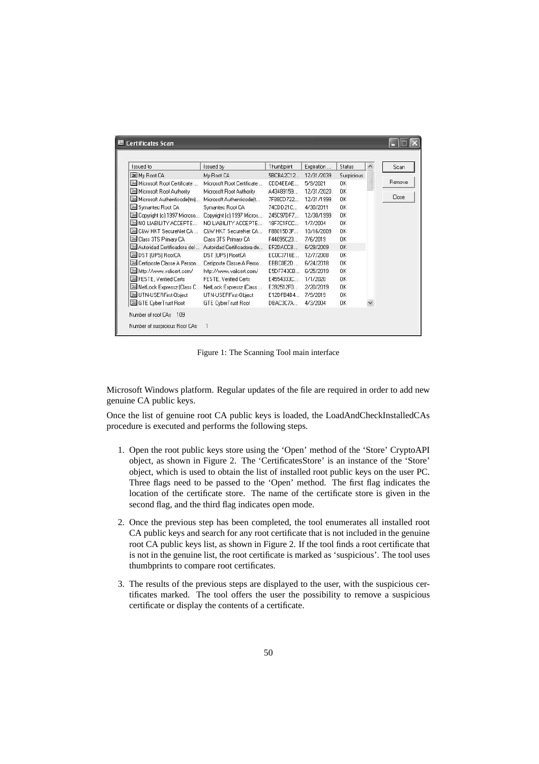Figure 1: The Scanning Tool main interface

Microsoft Windows platform. Regular updates of the file are required in order to add new genuine CA public keys.

Once the list of genuine root CA public keys is loaded, the LoadAndCheckInstalledCAs procedure is executed and performs the following steps.

1. Open the root public keys store using the 'Open' method of the 'Store' CryptoAPI object, as shown in Figure 2. The 'CertificatesStore' is an instance of the 'Store' object, which is used to obtain the list of installed root public keys on the user PC. Three flags need to be passed to the 'Open' method. The first flag indicates the location of the certificate store. The name of the certificate store is given in the second flag, and the third flag indicates open mode.

2. Once the previous step has been completed, the tool enumerates all installed root CA public keys and search for any root certificate that is not included in the genuine root CA public keys list, as shown in Figure 2. If the tool finds a root certificate that is not in the genuine list, the root certificate is marked as 'suspicious'. The tool uses thumbprints to compare root certificates.

3. The results of the previous steps are displayed to the user, with the suspicious certificates marked. The tool offers the user the possibility to remove a suspicious certificate or display the contents of a certificate.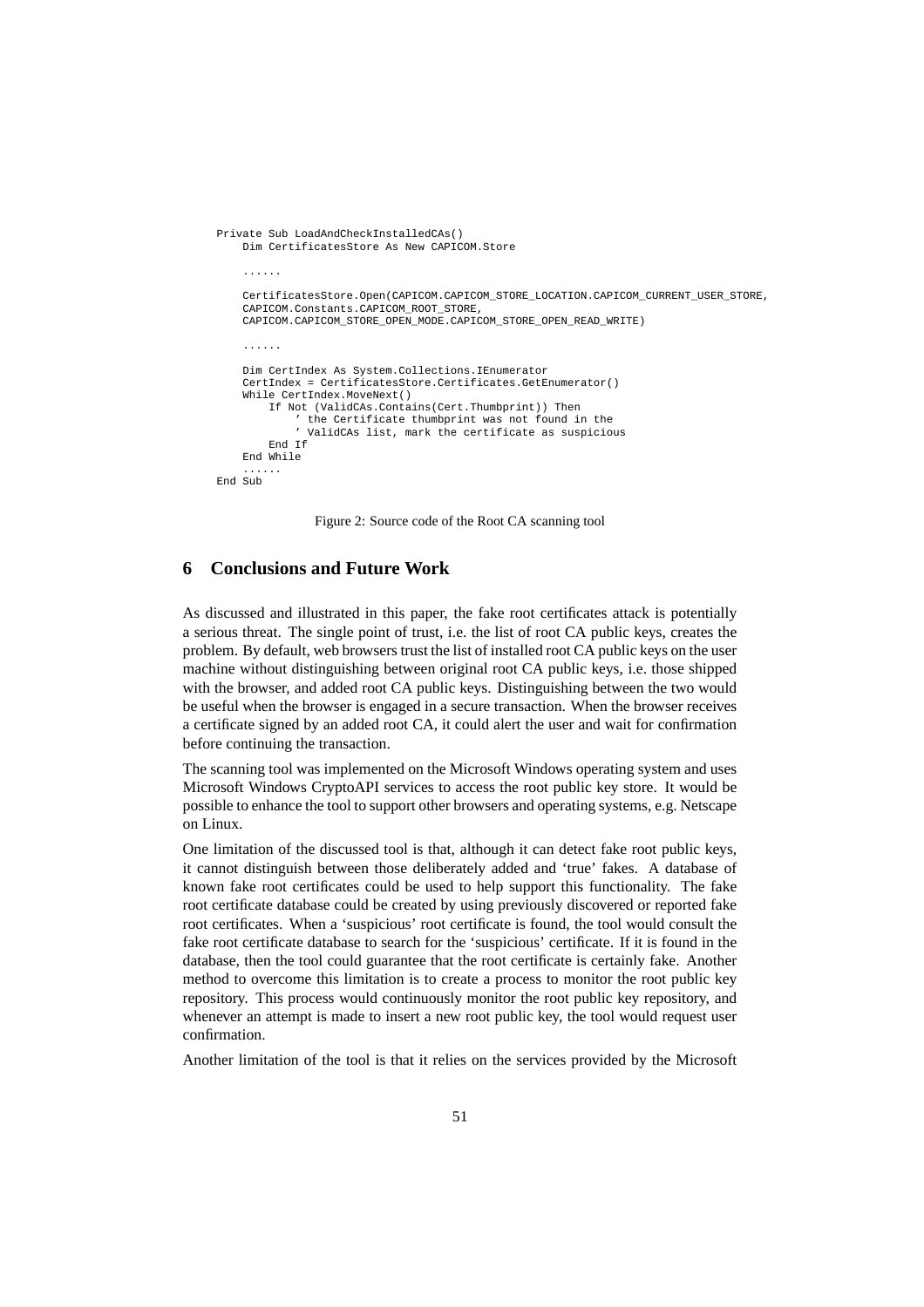```
Private Sub LoadAndCheckInstalledCAs()
    Dim CertificatesStore As New CAPICOM.Store

    ......

    CertificatesStore.Open(CAPICOM.CAPICOM_STORE_LOCATION.CAPICOM_CURRENT_USER_STORE,
    CAPICOM.Constants.CAPICOM_ROOT_STORE,
    CAPICOM.CAPICOM_STORE_OPEN_MODE.CAPICOM_STORE_OPEN_READ_WRITE)

    ......

    Dim CertIndex As System.Collections.IEnumerator
    CertIndex = CertificatesStore.Certificates.GetEnumerator()
    While CertIndex.MoveNext()
        If Not (ValidCAs.Contains(Cert.Thumbprint)) Then
            ' the Certificate thumbprint was not found in the
            ' ValidCAs list, mark the certificate as suspicious
        End If
    End While
    ......
End Sub
```

Figure 2: Source code of the Root CA scanning tool

## 6 Conclusions and Future Work

As discussed and illustrated in this paper, the fake root certificates attack is potentially a serious threat. The single point of trust, i.e. the list of root CA public keys, creates the problem. By default, web browsers trust the list of installed root CA public keys on the user machine without distinguishing between original root CA public keys, i.e. those shipped with the browser, and added root CA public keys. Distinguishing between the two would be useful when the browser is engaged in a secure transaction. When the browser receives a certificate signed by an added root CA, it could alert the user and wait for confirmation before continuing the transaction.

The scanning tool was implemented on the Microsoft Windows operating system and uses Microsoft Windows CryptoAPI services to access the root public key store. It would be possible to enhance the tool to support other browsers and operating systems, e.g. Netscape on Linux.

One limitation of the discussed tool is that, although it can detect fake root public keys, it cannot distinguish between those deliberately added and 'true' fakes. A database of known fake root certificates could be used to help support this functionality. The fake root certificate database could be created by using previously discovered or reported fake root certificates. When a 'suspicious' root certificate is found, the tool would consult the fake root certificate database to search for the 'suspicious' certificate. If it is found in the database, then the tool could guarantee that the root certificate is certainly fake. Another method to overcome this limitation is to create a process to monitor the root public key repository. This process would continuously monitor the root public key repository, and whenever an attempt is made to insert a new root public key, the tool would request user confirmation.

Another limitation of the tool is that it relies on the services provided by the Microsoft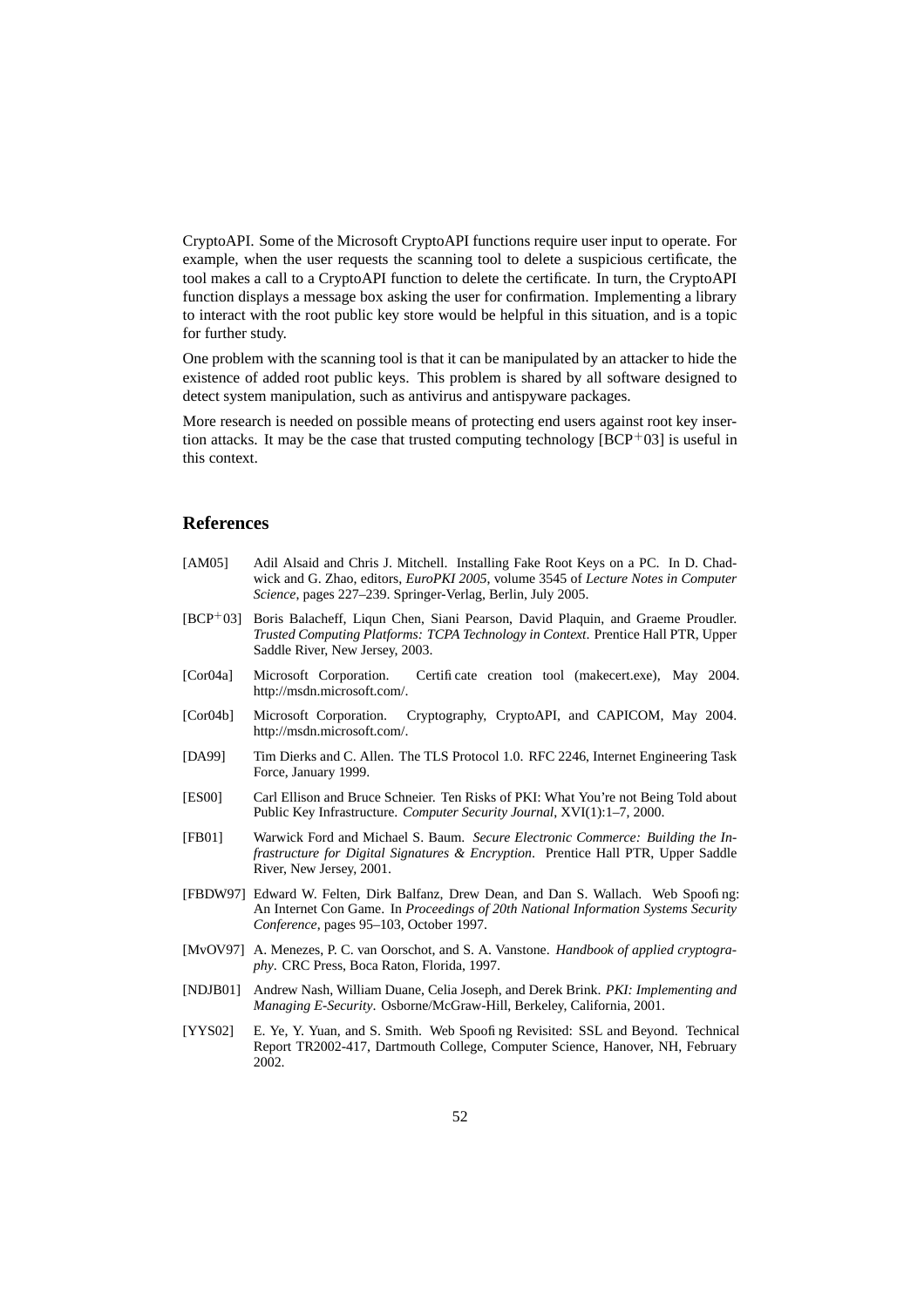CryptoAPI. Some of the Microsoft CryptoAPI functions require user input to operate. For example, when the user requests the scanning tool to delete a suspicious certificate, the tool makes a call to a CryptoAPI function to delete the certificate. In turn, the CryptoAPI function displays a message box asking the user for confirmation. Implementing a library to interact with the root public key store would be helpful in this situation, and is a topic for further study.

One problem with the scanning tool is that it can be manipulated by an attacker to hide the existence of added root public keys. This problem is shared by all software designed to detect system manipulation, such as antivirus and antispyware packages.

More research is needed on possible means of protecting end users against root key insertion attacks. It may be the case that trusted computing technology [BCP+03] is useful in this context.

## References

[AM05] Adil Alsaid and Chris J. Mitchell. Installing Fake Root Keys on a PC. In D. Chadwick and G. Zhao, editors, *EuroPKI 2005*, volume 3545 of *Lecture Notes in Computer Science*, pages 227–239. Springer-Verlag, Berlin, July 2005.

[BCP+03] Boris Balacheff, Liqun Chen, Siani Pearson, David Plaquin, and Graeme Proudler. *Trusted Computing Platforms: TCPA Technology in Context*. Prentice Hall PTR, Upper Saddle River, New Jersey, 2003.

[Cor04a] Microsoft Corporation. Certificate creation tool (makecert.exe), May 2004. http://msdn.microsoft.com/.

[Cor04b] Microsoft Corporation. Cryptography, CryptoAPI, and CAPICOM, May 2004. http://msdn.microsoft.com/.

[DA99] Tim Dierks and C. Allen. The TLS Protocol 1.0. RFC 2246, Internet Engineering Task Force, January 1999.

[ES00] Carl Ellison and Bruce Schneier. Ten Risks of PKI: What You're not Being Told about Public Key Infrastructure. *Computer Security Journal*, XVI(1):1–7, 2000.

[FB01] Warwick Ford and Michael S. Baum. *Secure Electronic Commerce: Building the Infrastructure for Digital Signatures & Encryption*. Prentice Hall PTR, Upper Saddle River, New Jersey, 2001.

[FBDW97] Edward W. Felten, Dirk Balfanz, Drew Dean, and Dan S. Wallach. Web Spoofing: An Internet Con Game. In *Proceedings of 20th National Information Systems Security Conference*, pages 95–103, October 1997.

[MvOV97] A. Menezes, P. C. van Oorschot, and S. A. Vanstone. *Handbook of applied cryptography*. CRC Press, Boca Raton, Florida, 1997.

[NDJB01] Andrew Nash, William Duane, Celia Joseph, and Derek Brink. *PKI: Implementing and Managing E-Security*. Osborne/McGraw-Hill, Berkeley, California, 2001.

[YYS02] E. Ye, Y. Yuan, and S. Smith. Web Spoofing Revisited: SSL and Beyond. Technical Report TR2002-417, Dartmouth College, Computer Science, Hanover, NH, February 2002.